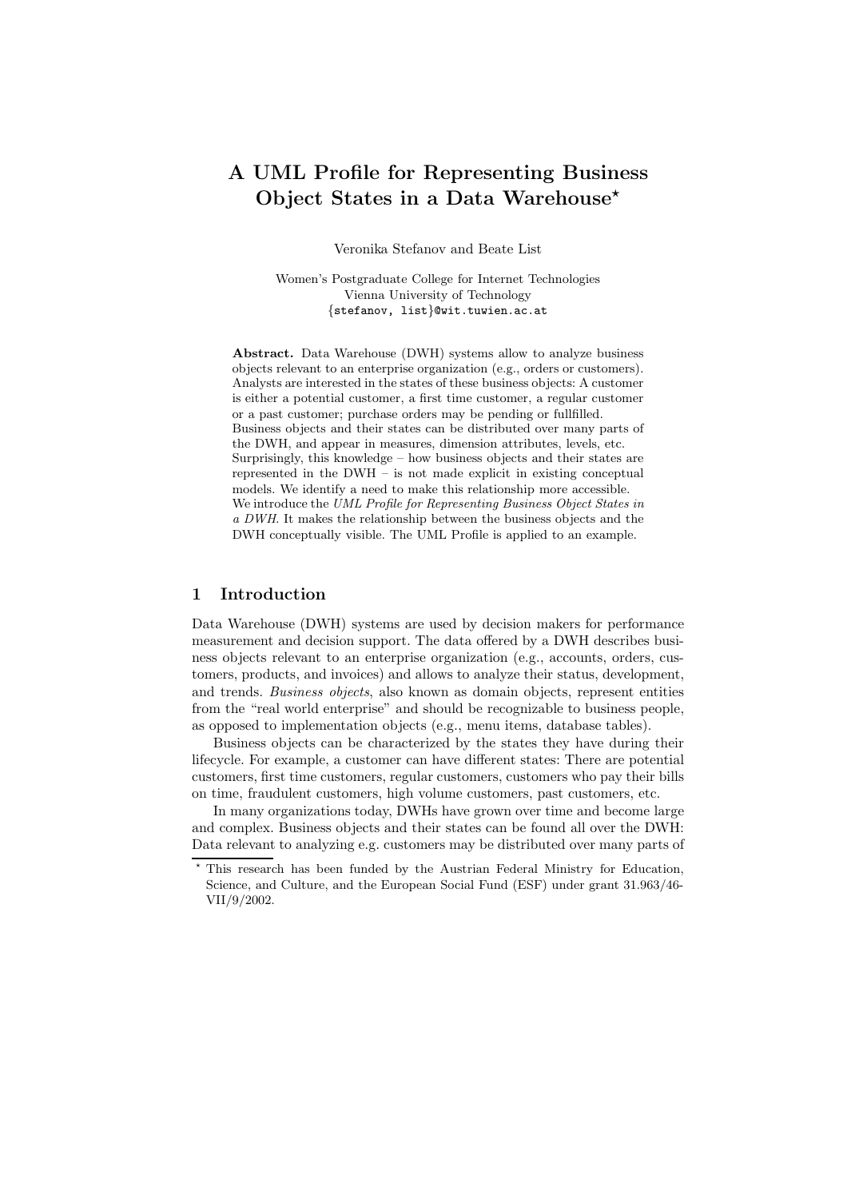# A UML Profile for Representing Business Object States in a Data Warehouse*

Veronika Stefanov and Beate List

Women's Postgraduate College for Internet Technologies
Vienna University of Technology
{stefanov, list}@wit.tuwien.ac.at

**Abstract.** Data Warehouse (DWH) systems allow to analyze business objects relevant to an enterprise organization (e.g., orders or customers). Analysts are interested in the states of these business objects: A customer is either a potential customer, a first time customer, a regular customer or a past customer; purchase orders may be pending or fullfilled. Business objects and their states can be distributed over many parts of the DWH, and appear in measures, dimension attributes, levels, etc. Surprisingly, this knowledge – how business objects and their states are represented in the DWH – is not made explicit in existing conceptual models. We identify a need to make this relationship more accessible. We introduce the *UML Profile for Representing Business Object States in a DWH*. It makes the relationship between the business objects and the DWH conceptually visible. The UML Profile is applied to an example.

## 1 Introduction

Data Warehouse (DWH) systems are used by decision makers for performance measurement and decision support. The data offered by a DWH describes business objects relevant to an enterprise organization (e.g., accounts, orders, customers, products, and invoices) and allows to analyze their status, development, and trends. *Business objects*, also known as domain objects, represent entities from the "real world enterprise" and should be recognizable to business people, as opposed to implementation objects (e.g., menu items, database tables).

Business objects can be characterized by the states they have during their lifecycle. For example, a customer can have different states: There are potential customers, first time customers, regular customers, customers who pay their bills on time, fraudulent customers, high volume customers, past customers, etc.

In many organizations today, DWHs have grown over time and become large and complex. Business objects and their states can be found all over the DWH: Data relevant to analyzing e.g. customers may be distributed over many parts of

* This research has been funded by the Austrian Federal Ministry for Education, Science, and Culture, and the European Social Fund (ESF) under grant 31.963/46-VII/9/2002.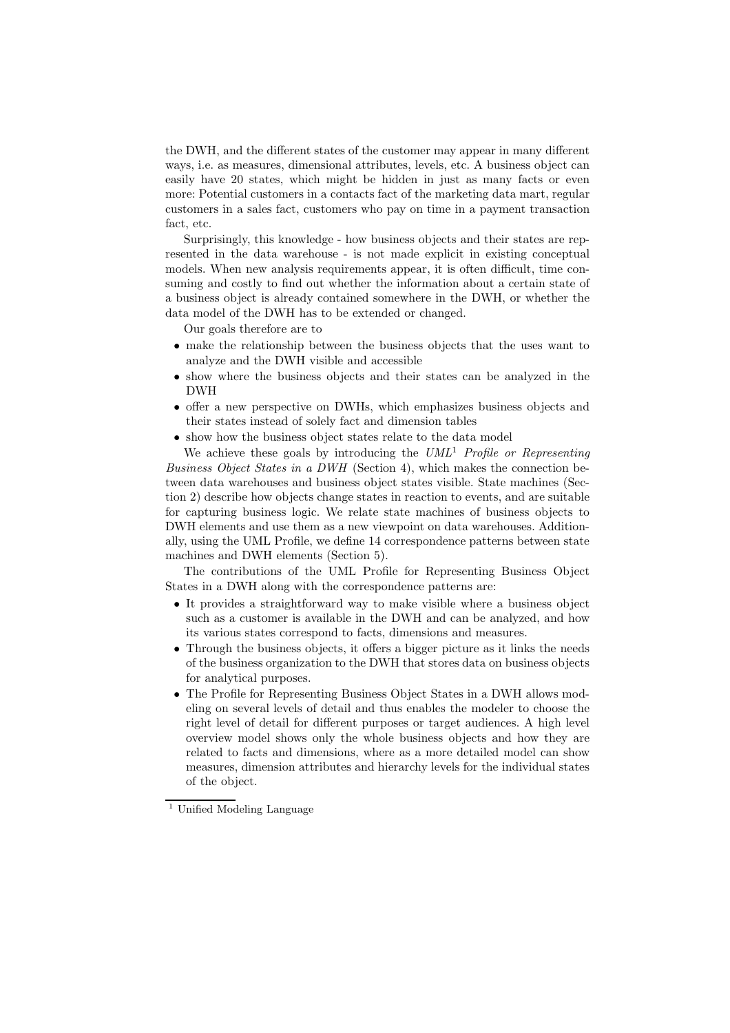the DWH, and the different states of the customer may appear in many different ways, i.e. as measures, dimensional attributes, levels, etc. A business object can easily have 20 states, which might be hidden in just as many facts or even more: Potential customers in a contacts fact of the marketing data mart, regular customers in a sales fact, customers who pay on time in a payment transaction fact, etc.

Surprisingly, this knowledge - how business objects and their states are represented in the data warehouse - is not made explicit in existing conceptual models. When new analysis requirements appear, it is often difficult, time consuming and costly to find out whether the information about a certain state of a business object is already contained somewhere in the DWH, or whether the data model of the DWH has to be extended or changed.

Our goals therefore are to

- make the relationship between the business objects that the uses want to analyze and the DWH visible and accessible
- show where the business objects and their states can be analyzed in the DWH
- offer a new perspective on DWHs, which emphasizes business objects and their states instead of solely fact and dimension tables
- show how the business object states relate to the data model

We achieve these goals by introducing the *UML*[1] *Profile or Representing Business Object States in a DWH* (Section 4), which makes the connection between data warehouses and business object states visible. State machines (Section 2) describe how objects change states in reaction to events, and are suitable for capturing business logic. We relate state machines of business objects to DWH elements and use them as a new viewpoint on data warehouses. Additionally, using the UML Profile, we define 14 correspondence patterns between state machines and DWH elements (Section 5).

The contributions of the UML Profile for Representing Business Object States in a DWH along with the correspondence patterns are:

- It provides a straightforward way to make visible where a business object such as a customer is available in the DWH and can be analyzed, and how its various states correspond to facts, dimensions and measures.
- Through the business objects, it offers a bigger picture as it links the needs of the business organization to the DWH that stores data on business objects for analytical purposes.
- The Profile for Representing Business Object States in a DWH allows modeling on several levels of detail and thus enables the modeler to choose the right level of detail for different purposes or target audiences. A high level overview model shows only the whole business objects and how they are related to facts and dimensions, where as a more detailed model can show measures, dimension attributes and hierarchy levels for the individual states of the object.

[1] Unified Modeling Language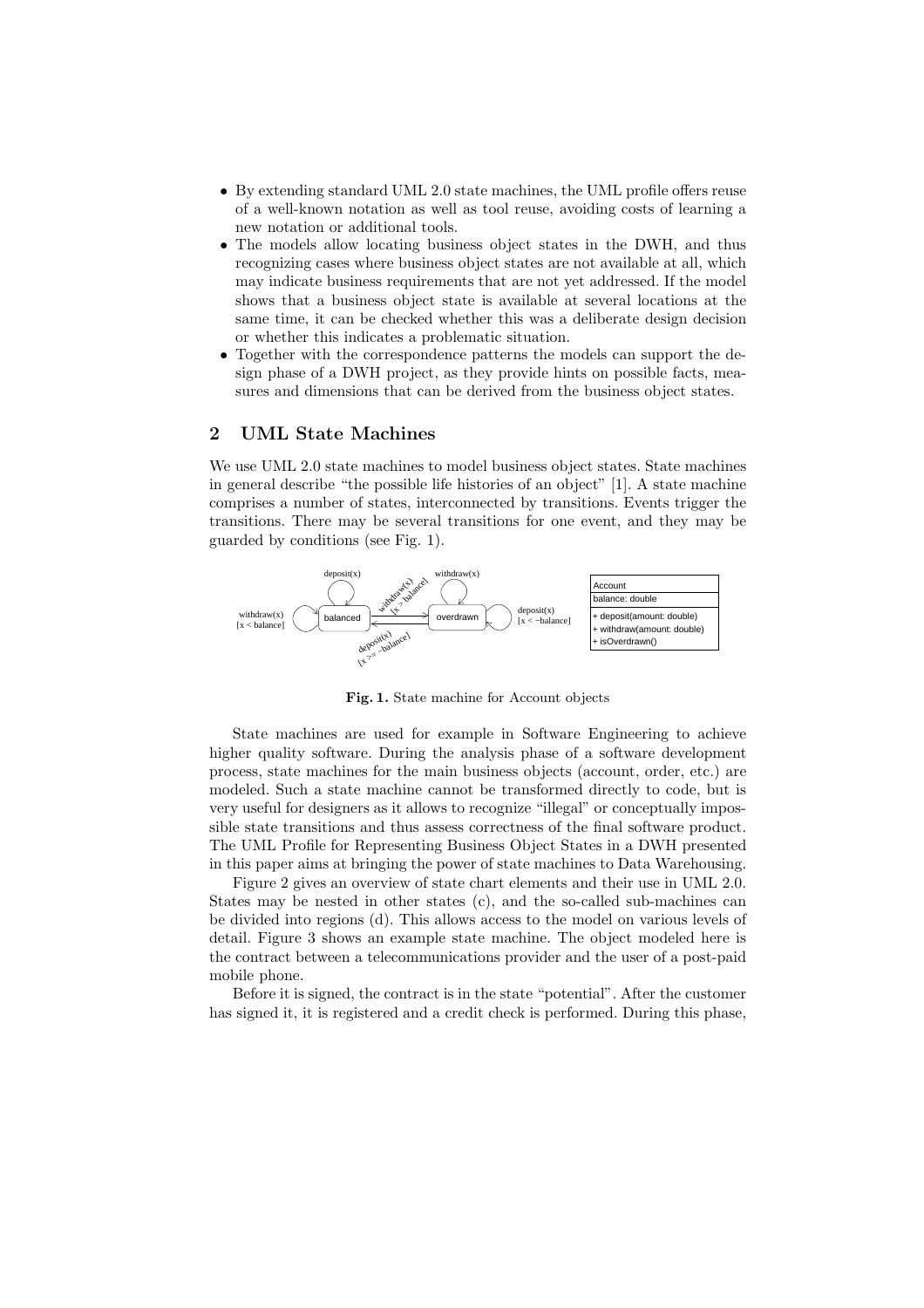- By extending standard UML 2.0 state machines, the UML profile offers reuse of a well-known notation as well as tool reuse, avoiding costs of learning a new notation or additional tools.
- The models allow locating business object states in the DWH, and thus recognizing cases where business object states are not available at all, which may indicate business requirements that are not yet addressed. If the model shows that a business object state is available at several locations at the same time, it can be checked whether this was a deliberate design decision or whether this indicates a problematic situation.
- Together with the correspondence patterns the models can support the design phase of a DWH project, as they provide hints on possible facts, measures and dimensions that can be derived from the business object states.

## 2 UML State Machines

We use UML 2.0 state machines to model business object states. State machines in general describe "the possible life histories of an object" [1]. A state machine comprises a number of states, interconnected by transitions. Events trigger the transitions. There may be several transitions for one event, and they may be guarded by conditions (see Fig. 1).

**Fig. 1.** State machine for Account objects

State machines are used for example in Software Engineering to achieve higher quality software. During the analysis phase of a software development process, state machines for the main business objects (account, order, etc.) are modeled. Such a state machine cannot be transformed directly to code, but is very useful for designers as it allows to recognize "illegal" or conceptually impossible state transitions and thus assess correctness of the final software product. The UML Profile for Representing Business Object States in a DWH presented in this paper aims at bringing the power of state machines to Data Warehousing.

Figure 2 gives an overview of state chart elements and their use in UML 2.0. States may be nested in other states (c), and the so-called sub-machines can be divided into regions (d). This allows access to the model on various levels of detail. Figure 3 shows an example state machine. The object modeled here is the contract between a telecommunications provider and the user of a post-paid mobile phone.

Before it is signed, the contract is in the state "potential". After the customer has signed it, it is registered and a credit check is performed. During this phase,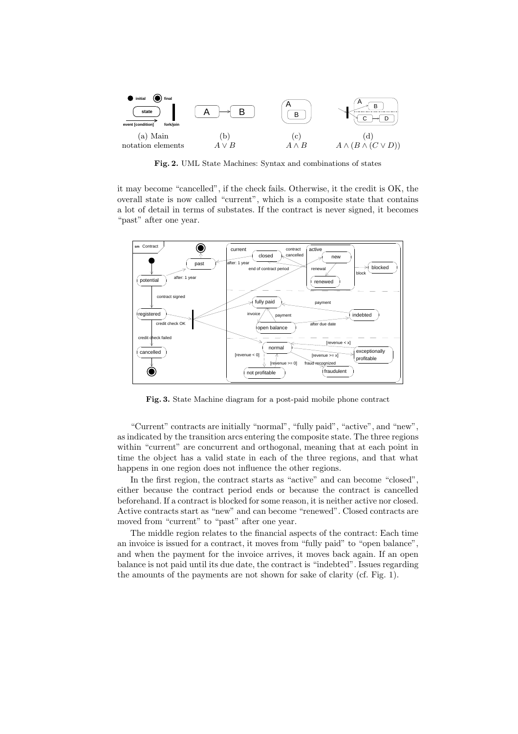(a) Main notation elements (b) $A \vee B$ (c) $A \wedge B$ (d) $A \wedge (B \wedge (C \vee D))$

**Fig. 2.** UML State Machines: Syntax and combinations of states

it may become "cancelled", if the check fails. Otherwise, it the credit is OK, the overall state is now called "current", which is a composite state that contains a lot of detail in terms of substates. If the contract is never signed, it becomes "past" after one year.

**Fig. 3.** State Machine diagram for a post-paid mobile phone contract

"Current" contracts are initially "normal", "fully paid", "active", and "new", as indicated by the transition arcs entering the composite state. The three regions within "current" are concurrent and orthogonal, meaning that at each point in time the object has a valid state in each of the three regions, and that what happens in one region does not influence the other regions.

In the first region, the contract starts as "active" and can become "closed", either because the contract period ends or because the contract is cancelled beforehand. If a contract is blocked for some reason, it is neither active nor closed. Active contracts start as "new" and can become "renewed". Closed contracts are moved from "current" to "past" after one year.

The middle region relates to the financial aspects of the contract: Each time an invoice is issued for a contract, it moves from "fully paid" to "open balance", and when the payment for the invoice arrives, it moves back again. If an open balance is not paid until its due date, the contract is "indebted". Issues regarding the amounts of the payments are not shown for sake of clarity (cf. Fig. 1).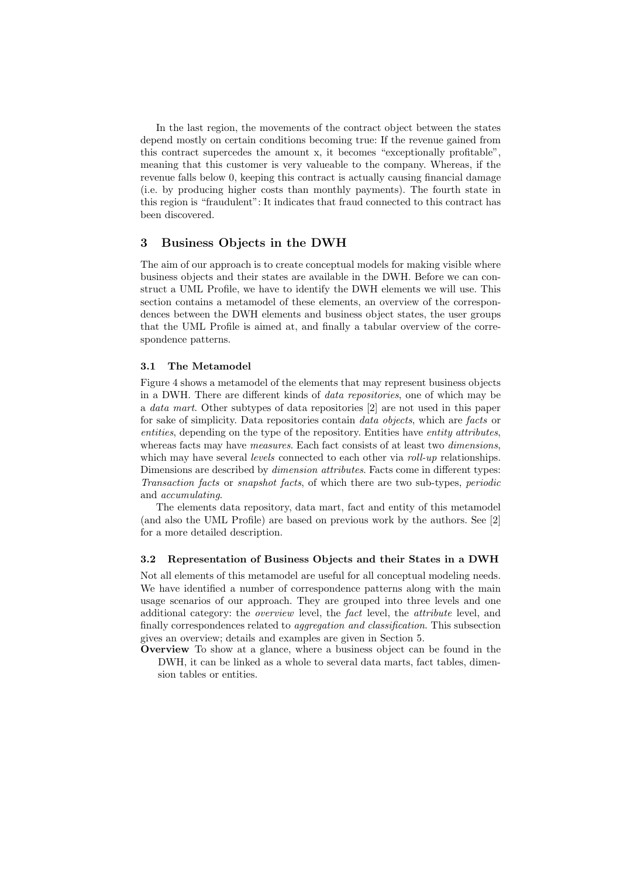In the last region, the movements of the contract object between the states depend mostly on certain conditions becoming true: If the revenue gained from this contract supercedes the amount x, it becomes "exceptionally profitable", meaning that this customer is very valueable to the company. Whereas, if the revenue falls below 0, keeping this contract is actually causing financial damage (i.e. by producing higher costs than monthly payments). The fourth state in this region is "fraudulent": It indicates that fraud connected to this contract has been discovered.

## 3 Business Objects in the DWH

The aim of our approach is to create conceptual models for making visible where business objects and their states are available in the DWH. Before we can construct a UML Profile, we have to identify the DWH elements we will use. This section contains a metamodel of these elements, an overview of the correspondences between the DWH elements and business object states, the user groups that the UML Profile is aimed at, and finally a tabular overview of the correspondence patterns.

### 3.1 The Metamodel

Figure 4 shows a metamodel of the elements that may represent business objects in a DWH. There are different kinds of *data repositories*, one of which may be a *data mart*. Other subtypes of data repositories [2] are not used in this paper for sake of simplicity. Data repositories contain *data objects*, which are *facts* or *entities*, depending on the type of the repository. Entities have *entity attributes*, whereas facts may have *measures*. Each fact consists of at least two *dimensions*, which may have several *levels* connected to each other via *roll-up* relationships. Dimensions are described by *dimension attributes*. Facts come in different types: *Transaction facts* or *snapshot facts*, of which there are two sub-types, *periodic* and *accumulating*.

The elements data repository, data mart, fact and entity of this metamodel (and also the UML Profile) are based on previous work by the authors. See [2] for a more detailed description.

### 3.2 Representation of Business Objects and their States in a DWH

Not all elements of this metamodel are useful for all conceptual modeling needs. We have identified a number of correspondence patterns along with the main usage scenarios of our approach. They are grouped into three levels and one additional category: the *overview* level, the *fact* level, the *attribute* level, and finally correspondences related to *aggregation and classification*. This subsection gives an overview; details and examples are given in Section 5.

**Overview** To show at a glance, where a business object can be found in the DWH, it can be linked as a whole to several data marts, fact tables, dimension tables or entities.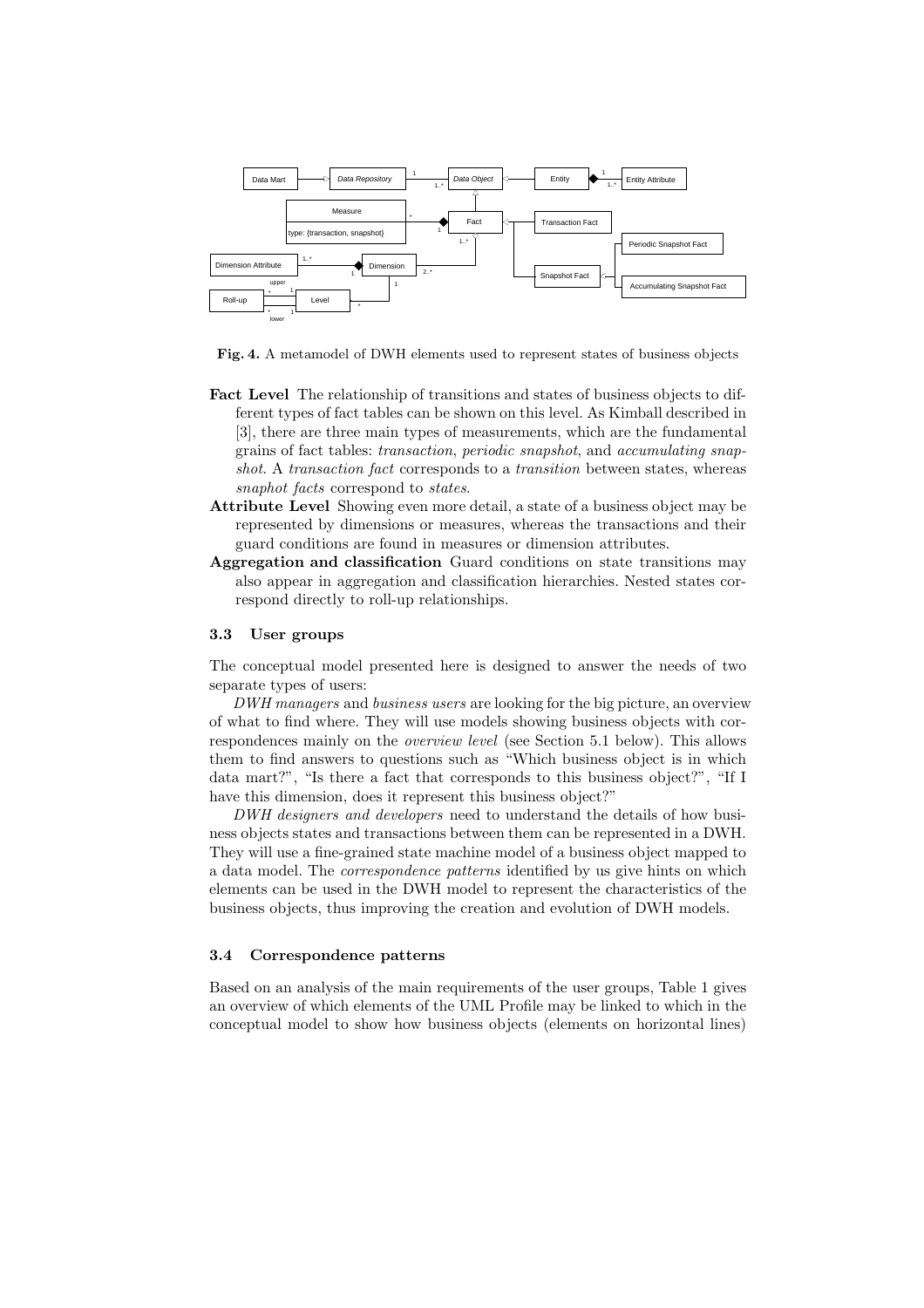**Fig. 4.** A metamodel of DWH elements used to represent states of business objects

**Fact Level** The relationship of transitions and states of business objects to different types of fact tables can be shown on this level. As Kimball described in [3], there are three main types of measurements, which are the fundamental grains of fact tables: *transaction*, *periodic snapshot*, and *accumulating snapshot*. A *transaction fact* corresponds to a *transition* between states, whereas *snaphot facts* correspond to *states*.

**Attribute Level** Showing even more detail, a state of a business object may be represented by dimensions or measures, whereas the transactions and their guard conditions are found in measures or dimension attributes.

**Aggregation and classification** Guard conditions on state transitions may also appear in aggregation and classification hierarchies. Nested states correspond directly to roll-up relationships.

### 3.3 User groups

The conceptual model presented here is designed to answer the needs of two separate types of users:

*DWH managers* and *business users* are looking for the big picture, an overview of what to find where. They will use models showing business objects with correspondences mainly on the *overview level* (see Section 5.1 below). This allows them to find answers to questions such as "Which business object is in which data mart?", "Is there a fact that corresponds to this business object?", "If I have this dimension, does it represent this business object?"

*DWH designers and developers* need to understand the details of how business objects states and transactions between them can be represented in a DWH. They will use a fine-grained state machine model of a business object mapped to a data model. The *correspondence patterns* identified by us give hints on which elements can be used in the DWH model to represent the characteristics of the business objects, thus improving the creation and evolution of DWH models.

### 3.4 Correspondence patterns

Based on an analysis of the main requirements of the user groups, Table 1 gives an overview of which elements of the UML Profile may be linked to which in the conceptual model to show how business objects (elements on horizontal lines)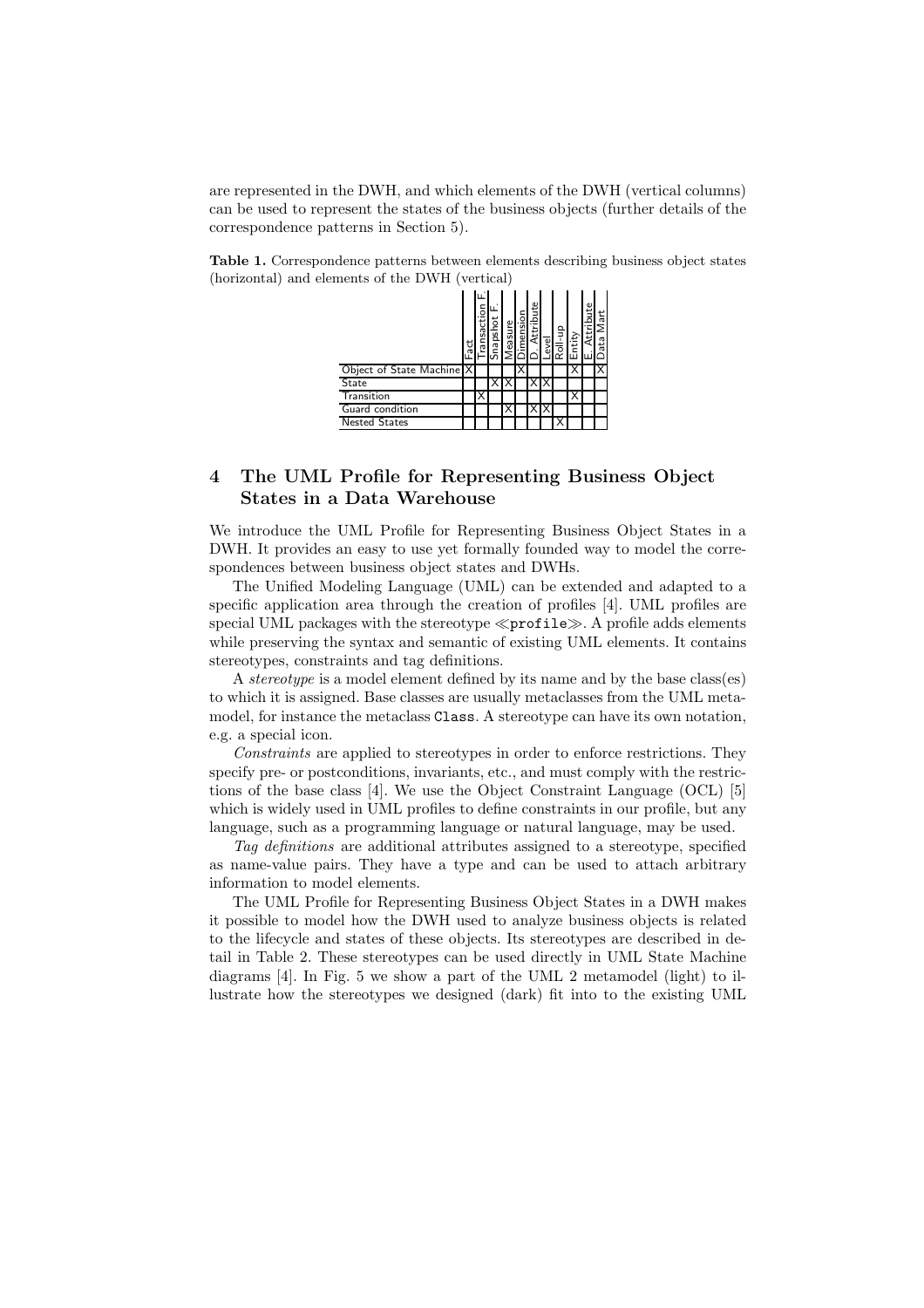are represented in the DWH, and which elements of the DWH (vertical columns) can be used to represent the states of the business objects (further details of the correspondence patterns in Section 5).

**Table 1.** Correspondence patterns between elements describing business object states (horizontal) and elements of the DWH (vertical)

| | Fact | Transaction F. | Snapshot F. | Measure | Dimension | D. Attribute | Level | Roll-up | Entity | E. Attribute | Data Mart |
|---|---|---|---|---|---|---|---|---|---|---|---|
| Object of State Machine | X | | | | X | | | | X | | X |
| State | | | X | X | | X | X | | | | |
| Transition | | X | | | | | | | X | | |
| Guard condition | | | | X | | X | X | | | | |
| Nested States | | | | | | | | X | | | |

## 4 The UML Profile for Representing Business Object States in a Data Warehouse

We introduce the UML Profile for Representing Business Object States in a DWH. It provides an easy to use yet formally founded way to model the correspondences between business object states and DWHs.

The Unified Modeling Language (UML) can be extended and adapted to a specific application area through the creation of profiles [4]. UML profiles are special UML packages with the stereotype ≪profile≫. A profile adds elements while preserving the syntax and semantic of existing UML elements. It contains stereotypes, constraints and tag definitions.

A *stereotype* is a model element defined by its name and by the base class(es) to which it is assigned. Base classes are usually metaclasses from the UML metamodel, for instance the metaclass `Class`. A stereotype can have its own notation, e.g. a special icon.

*Constraints* are applied to stereotypes in order to enforce restrictions. They specify pre- or postconditions, invariants, etc., and must comply with the restrictions of the base class [4]. We use the Object Constraint Language (OCL) [5] which is widely used in UML profiles to define constraints in our profile, but any language, such as a programming language or natural language, may be used.

*Tag definitions* are additional attributes assigned to a stereotype, specified as name-value pairs. They have a type and can be used to attach arbitrary information to model elements.

The UML Profile for Representing Business Object States in a DWH makes it possible to model how the DWH used to analyze business objects is related to the lifecycle and states of these objects. Its stereotypes are described in detail in Table 2. These stereotypes can be used directly in UML State Machine diagrams [4]. In Fig. 5 we show a part of the UML 2 metamodel (light) to illustrate how the stereotypes we designed (dark) fit into to the existing UML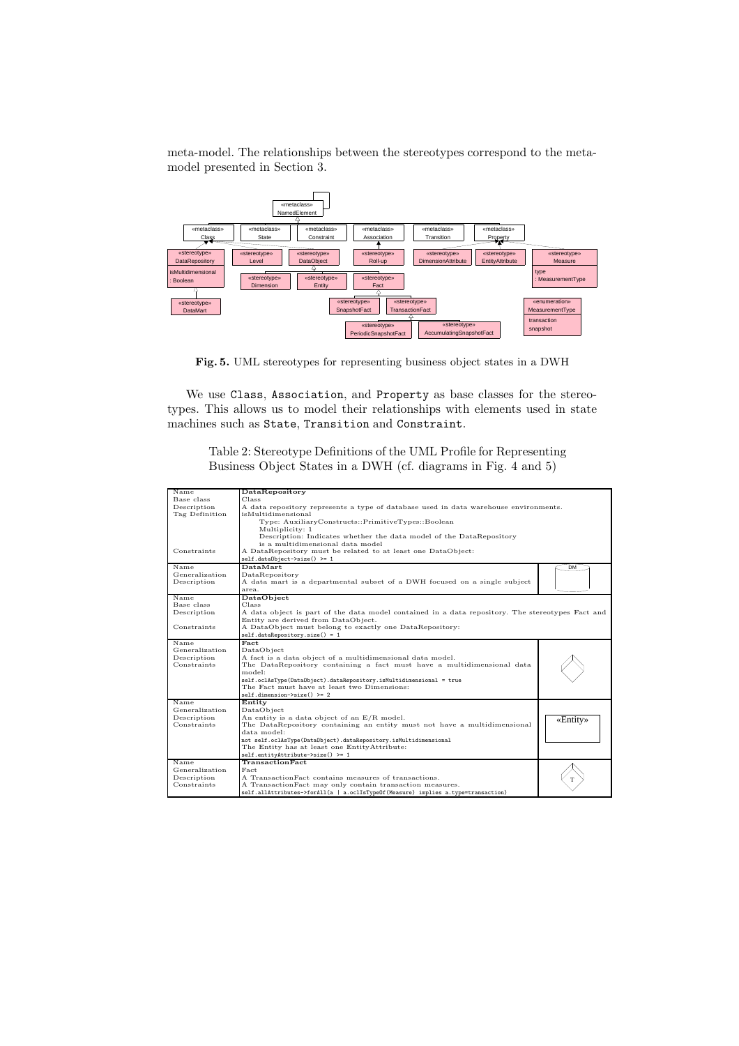meta-model. The relationships between the stereotypes correspond to the meta-model presented in Section 3.

**Fig. 5.** UML stereotypes for representing business object states in a DWH

We use `Class`, `Association`, and `Property` as base classes for the stereotypes. This allows us to model their relationships with elements used in state machines such as `State`, `Transition` and `Constraint`.

Table 2: Stereotype Definitions of the UML Profile for Representing Business Object States in a DWH (cf. diagrams in Fig. 4 and 5)

| | | |
|---|---|---|
| Name | **DataRepository** | |
| Base class | Class | |
| Description | A data repository represents a type of database used in data warehouse environments. | |
| Tag Definition | isMultidimensional<br>Type: AuxiliaryConstructs::PrimitiveTypes::Boolean<br>Multiplicity: 1<br>Description: Indicates whether the data model of the DataRepository is a multidimensional data model | |
| Constraints | A DataRepository must be related to at least one DataObject:<br>`self.dataObject->size() >= 1` | |
| Name | **DataMart** | DM |
| Generalization | DataRepository | |
| Description | A data mart is a departmental subset of a DWH focused on a single subject area. | |
| Name | **DataObject** | |
| Base class | Class | |
| Description | A data object is part of the data model contained in a data repository. The stereotypes Fact and Entity are derived from DataObject. | |
| Constraints | A DataObject must belong to exactly one DataRepository:<br>`self.dataRepository.size() = 1` | |
| Name | **Fact** | |
| Generalization | DataObject | |
| Description | A fact is a data object of a multidimensional data model. | |
| Constraints | The DataRepository containing a fact must have a multidimensional data model:<br>`self.oclAsType(DataObject).dataRepository.isMultidimensional = true`<br>The Fact must have at least two Dimensions:<br>`self.dimension->size() >= 2` | |
| Name | **Entity** | |
| Generalization | DataObject | |
| Description | An entity is a data object of an E/R model. | «Entity» |
| Constraints | The DataRepository containing an entity must not have a multidimensional data model:<br>`not self.oclAsType(DataObject).dataRepository.isMultidimensional`<br>The Entity has at least one EntityAttribute:<br>`self.entityAttribute->size() >= 1` | |
| Name | **TransactionFact** | |
| Generalization | Fact | T |
| Description | A TransactionFact contains measures of transactions. | |
| Constraints | A TransactionFact may only contain transaction measures.<br>`self.allAttributes->forAll(a \| a.oclIsTypeOf(Measure) implies a.type=transaction)` | |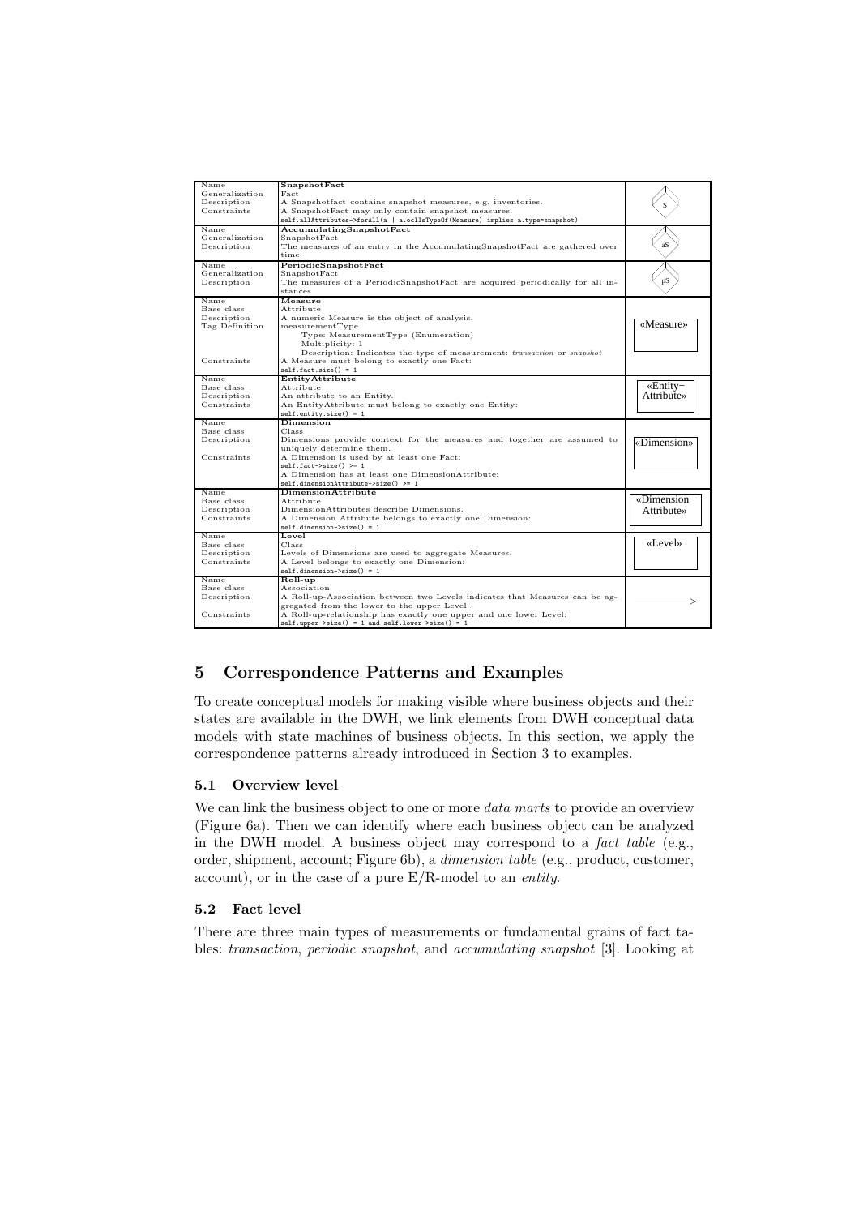| | | |
|---|---|---|
| Name<br>Generalization<br>Description<br>Constraints | **SnapshotFact**<br>Fact<br>A Snapshotfact contains snapshot measures, e.g. inventories.<br>A SnapshotFact may only contain snapshot measures.<br>`self.allAttributes->forAll(a \| a.oclIsTypeOf(Measure) implies a.type=snapshot)` | S |
| Name<br>Generalization<br>Description | **AccumulatingSnapshotFact**<br>SnapshotFact<br>The measures of an entry in the AccumulatingSnapshotFact are gathered over time | aS |
| Name<br>Generalization<br>Description | **PeriodicSnapshotFact**<br>SnapshotFact<br>The measures of a PeriodicSnapshotFact are acquired periodically for all instances | pS |
| Name<br>Base class<br>Description<br>Tag Definition<br><br><br><br>Constraints | **Measure**<br>Attribute<br>A numeric Measure is the object of analysis.<br>measurementType<br>Type: MeasurementType (Enumeration)<br>Multiplicity: 1<br>Description: Indicates the type of measurement: *transaction* or *snapshot*<br>A Measure must belong to exactly one Fact:<br>`self.fact.size() = 1` | «Measure» |
| Name<br>Base class<br>Description<br>Constraints | **EntityAttribute**<br>Attribute<br>An attribute to an Entity.<br>An EntityAttribute must belong to exactly one Entity:<br>`self.entity.size() = 1` | «Entity−Attribute» |
| Name<br>Base class<br>Description<br><br>Constraints | **Dimension**<br>Class<br>Dimensions provide context for the measures and together are assumed to uniquely determine them.<br>A Dimension is used by at least one Fact:<br>`self.fact->size() >= 1`<br>A Dimension has at least one DimensionAttribute:<br>`self.dimensionAttribute->size() >= 1` | «Dimension» |
| Name<br>Base class<br>Description<br>Constraints | **DimensionAttribute**<br>Attribute<br>DimensionAttributes describe Dimensions.<br>A Dimension Attribute belongs to exactly one Dimension:<br>`self.dimension->size() = 1` | «Dimension−Attribute» |
| Name<br>Base class<br>Description<br>Constraints | **Level**<br>Class<br>Levels of Dimensions are used to aggregate Measures.<br>A Level belongs to exactly one Dimension:<br>`self.dimension->size() = 1` | «Level» |
| Name<br>Base class<br>Description<br><br>Constraints | **Roll-up**<br>Association<br>A Roll-up-Association between two Levels indicates that Measures can be aggregated from the lower to the upper Level.<br>A Roll-up-relationship has exactly one upper and one lower Level:<br>`self.upper->size() = 1 and self.lower->size() = 1` | → |

## 5 Correspondence Patterns and Examples

To create conceptual models for making visible where business objects and their states are available in the DWH, we link elements from DWH conceptual data models with state machines of business objects. In this section, we apply the correspondence patterns already introduced in Section 3 to examples.

### 5.1 Overview level

We can link the business object to one or more *data marts* to provide an overview (Figure 6a). Then we can identify where each business object can be analyzed in the DWH model. A business object may correspond to a *fact table* (e.g., order, shipment, account; Figure 6b), a *dimension table* (e.g., product, customer, account), or in the case of a pure E/R-model to an *entity*.

### 5.2 Fact level

There are three main types of measurements or fundamental grains of fact tables: *transaction*, *periodic snapshot*, and *accumulating snapshot* [3]. Looking at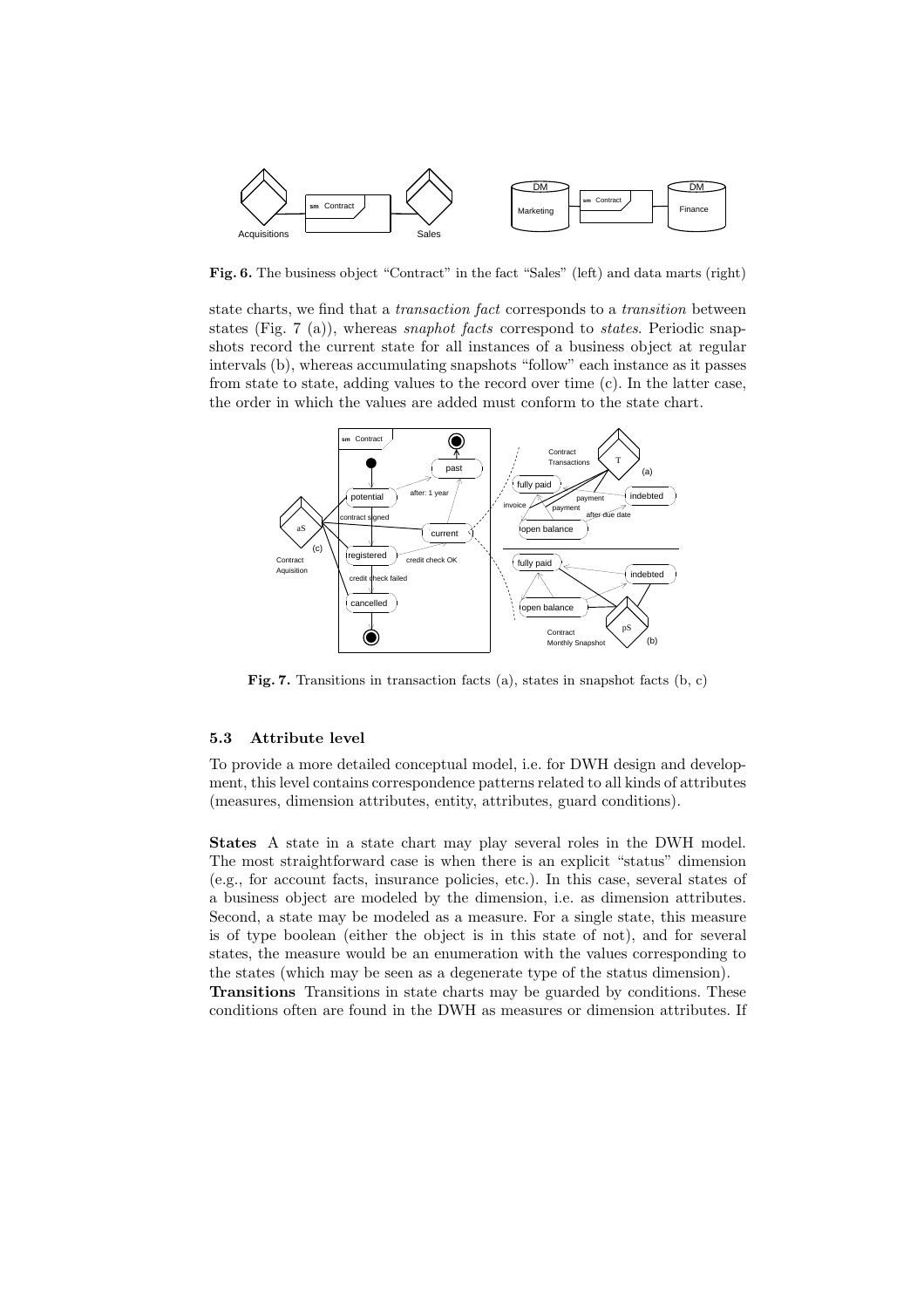**Fig. 6.** The business object "Contract" in the fact "Sales" (left) and data marts (right)

state charts, we find that a *transaction fact* corresponds to a *transition* between states (Fig. 7 (a)), whereas *snaphot facts* correspond to *states*. Periodic snapshots record the current state for all instances of a business object at regular intervals (b), whereas accumulating snapshots "follow" each instance as it passes from state to state, adding values to the record over time (c). In the latter case, the order in which the values are added must conform to the state chart.

**Fig. 7.** Transitions in transaction facts (a), states in snapshot facts (b, c)

### 5.3 Attribute level

To provide a more detailed conceptual model, i.e. for DWH design and development, this level contains correspondence patterns related to all kinds of attributes (measures, dimension attributes, entity, attributes, guard conditions).

**States** A state in a state chart may play several roles in the DWH model. The most straightforward case is when there is an explicit "status" dimension (e.g., for account facts, insurance policies, etc.). In this case, several states of a business object are modeled by the dimension, i.e. as dimension attributes. Second, a state may be modeled as a measure. For a single state, this measure is of type boolean (either the object is in this state of not), and for several states, the measure would be an enumeration with the values corresponding to the states (which may be seen as a degenerate type of the status dimension).

**Transitions** Transitions in state charts may be guarded by conditions. These conditions often are found in the DWH as measures or dimension attributes. If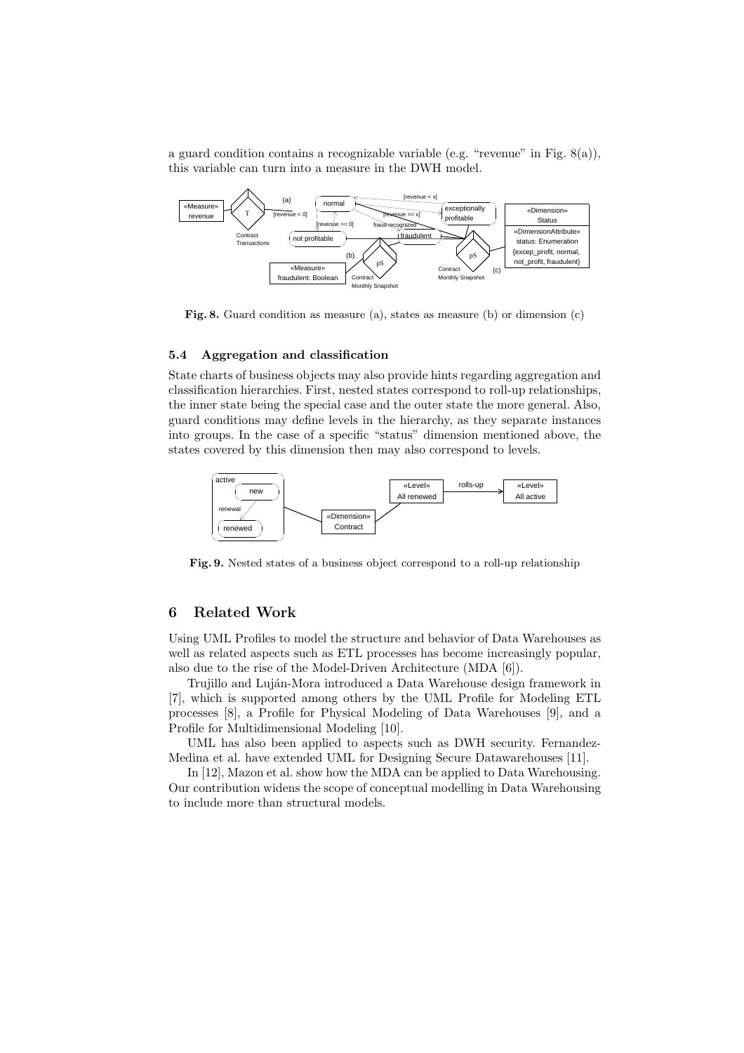a guard condition contains a recognizable variable (e.g. "revenue" in Fig. 8(a)), this variable can turn into a measure in the DWH model.

**Fig. 8.** Guard condition as measure (a), states as measure (b) or dimension (c)

### 5.4 Aggregation and classification

State charts of business objects may also provide hints regarding aggregation and classification hierarchies. First, nested states correspond to roll-up relationships, the inner state being the special case and the outer state the more general. Also, guard conditions may define levels in the hierarchy, as they separate instances into groups. In the case of a specific "status" dimension mentioned above, the states covered by this dimension then may also correspond to levels.

**Fig. 9.** Nested states of a business object correspond to a roll-up relationship

## 6 Related Work

Using UML Profiles to model the structure and behavior of Data Warehouses as well as related aspects such as ETL processes has become increasingly popular, also due to the rise of the Model-Driven Architecture (MDA [6]).

Trujillo and Luján-Mora introduced a Data Warehouse design framework in [7], which is supported among others by the UML Profile for Modeling ETL processes [8], a Profile for Physical Modeling of Data Warehouses [9], and a Profile for Multidimensional Modeling [10].

UML has also been applied to aspects such as DWH security. Fernandez-Medina et al. have extended UML for Designing Secure Datawarehouses [11].

In [12], Mazon et al. show how the MDA can be applied to Data Warehousing. Our contribution widens the scope of conceptual modelling in Data Warehousing to include more than structural models.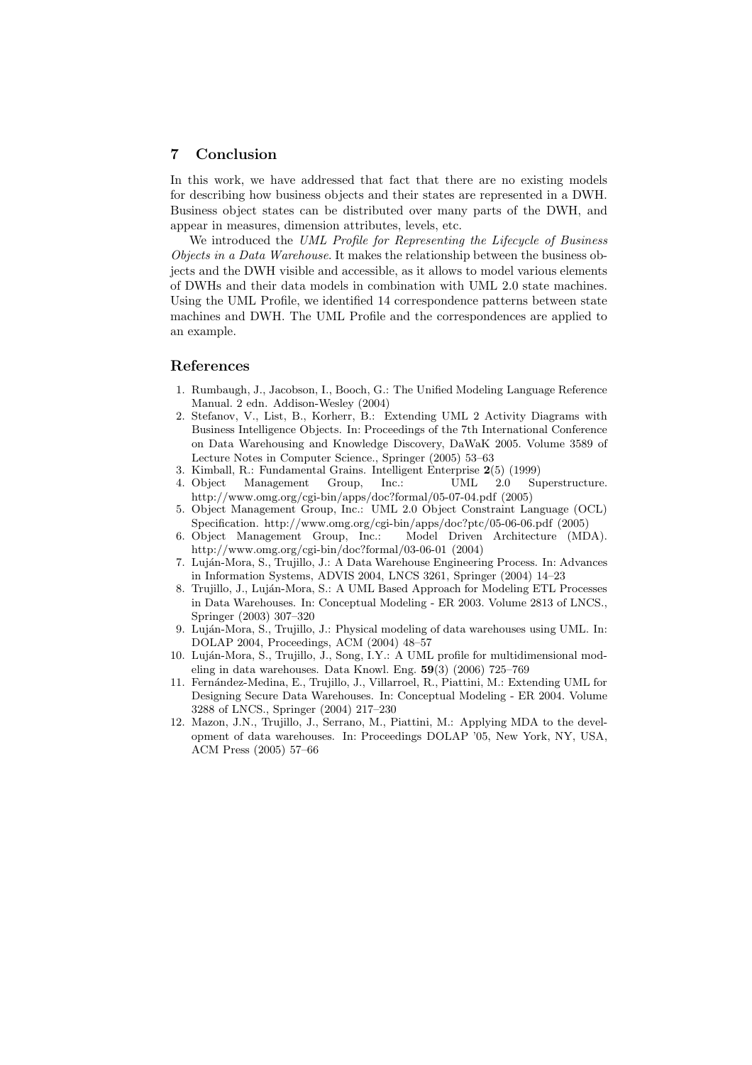## 7 Conclusion

In this work, we have addressed that fact that there are no existing models for describing how business objects and their states are represented in a DWH. Business object states can be distributed over many parts of the DWH, and appear in measures, dimension attributes, levels, etc.

We introduced the *UML Profile for Representing the Lifecycle of Business Objects in a Data Warehouse*. It makes the relationship between the business objects and the DWH visible and accessible, as it allows to model various elements of DWHs and their data models in combination with UML 2.0 state machines. Using the UML Profile, we identified 14 correspondence patterns between state machines and DWH. The UML Profile and the correspondences are applied to an example.

## References

1. Rumbaugh, J., Jacobson, I., Booch, G.: The Unified Modeling Language Reference Manual. 2 edn. Addison-Wesley (2004)
2. Stefanov, V., List, B., Korherr, B.: Extending UML 2 Activity Diagrams with Business Intelligence Objects. In: Proceedings of the 7th International Conference on Data Warehousing and Knowledge Discovery, DaWaK 2005. Volume 3589 of Lecture Notes in Computer Science., Springer (2005) 53–63
3. Kimball, R.: Fundamental Grains. Intelligent Enterprise **2**(5) (1999)
4. Object Management Group, Inc.: UML 2.0 Superstructure. http://www.omg.org/cgi-bin/apps/doc?formal/05-07-04.pdf (2005)
5. Object Management Group, Inc.: UML 2.0 Object Constraint Language (OCL) Specification. http://www.omg.org/cgi-bin/apps/doc?ptc/05-06-06.pdf (2005)
6. Object Management Group, Inc.: Model Driven Architecture (MDA). http://www.omg.org/cgi-bin/doc?formal/03-06-01 (2004)
7. Luján-Mora, S., Trujillo, J.: A Data Warehouse Engineering Process. In: Advances in Information Systems, ADVIS 2004, LNCS 3261, Springer (2004) 14–23
8. Trujillo, J., Luján-Mora, S.: A UML Based Approach for Modeling ETL Processes in Data Warehouses. In: Conceptual Modeling - ER 2003. Volume 2813 of LNCS., Springer (2003) 307–320
9. Luján-Mora, S., Trujillo, J.: Physical modeling of data warehouses using UML. In: DOLAP 2004, Proceedings, ACM (2004) 48–57
10. Luján-Mora, S., Trujillo, J., Song, I.Y.: A UML profile for multidimensional modeling in data warehouses. Data Knowl. Eng. **59**(3) (2006) 725–769
11. Fernández-Medina, E., Trujillo, J., Villarroel, R., Piattini, M.: Extending UML for Designing Secure Data Warehouses. In: Conceptual Modeling - ER 2004. Volume 3288 of LNCS., Springer (2004) 217–230
12. Mazon, J.N., Trujillo, J., Serrano, M., Piattini, M.: Applying MDA to the development of data warehouses. In: Proceedings DOLAP '05, New York, NY, USA, ACM Press (2005) 57–66